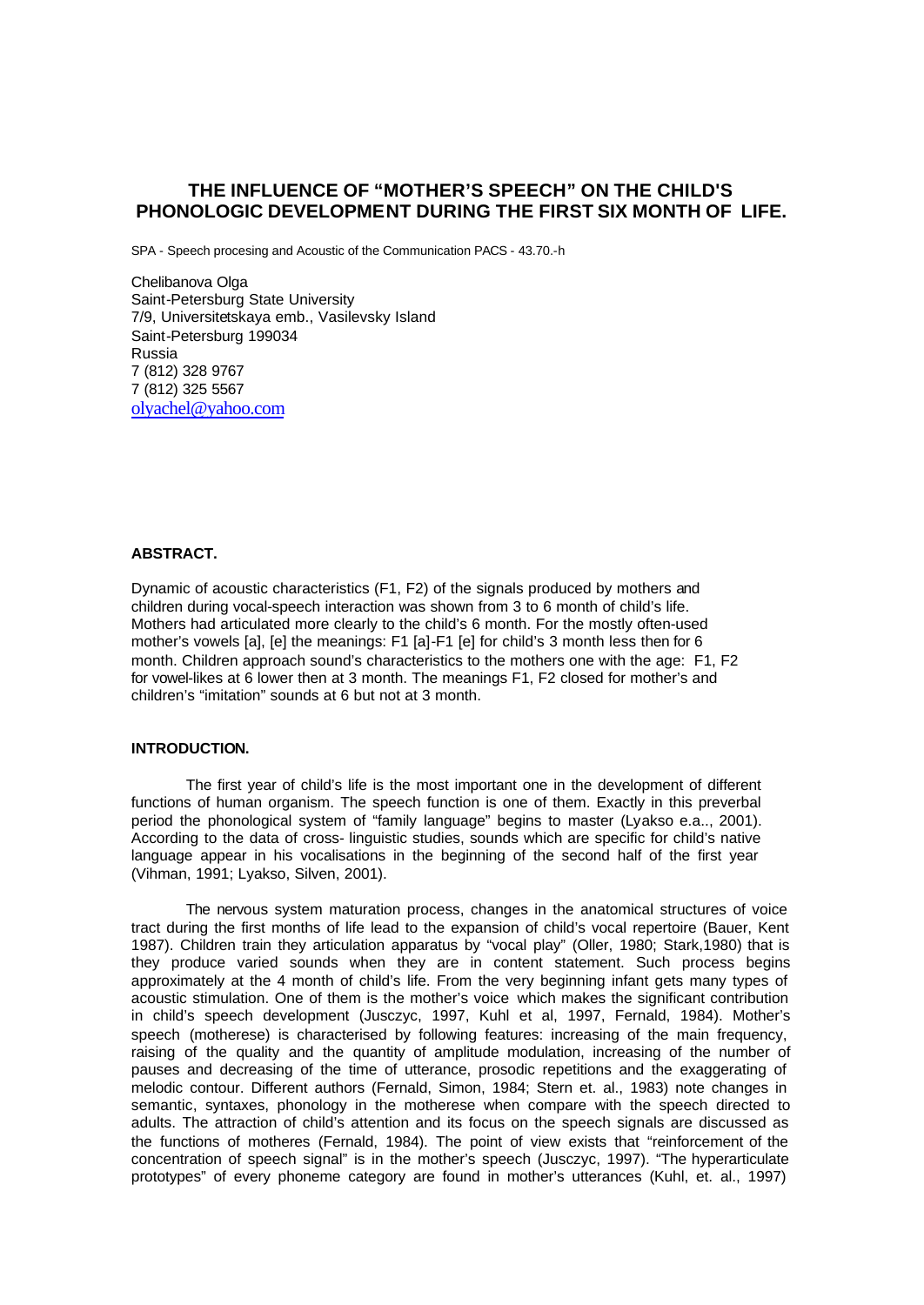# THE INFLUENCE OF "MOTHER'S SPEECH" ON THE CHILD'S PHONOLOGIC DEVELOPMENT DURING THE FIRST SIX MONTH OF LIFE.

SPA - Speech procesing and Acoustic of the Communication PACS - 43.70.-h

Chelibanova Olga
Saint-Petersburg State University
7/9, Universitetskaya emb., Vasilevsky Island
Saint-Petersburg 199034
Russia
7 (812) 328 9767
7 (812) 325 5567
olyachel@yahoo.com

**ABSTRACT.**

Dynamic of acoustic characteristics (F1, F2) of the signals produced by mothers and children during vocal-speech interaction was shown from 3 to 6 month of child's life. Mothers had articulated more clearly to the child's 6 month. For the mostly often-used mother's vowels [a], [e] the meanings: F1 [a]-F1 [e] for child's 3 month less then for 6 month. Children approach sound's characteristics to the mothers one with the age: F1, F2 for vowel-likes at 6 lower then at 3 month. The meanings F1, F2 closed for mother's and children's "imitation" sounds at 6 but not at 3 month.

**INTRODUCTION.**

The first year of child's life is the most important one in the development of different functions of human organism. The speech function is one of them. Exactly in this preverbal period the phonological system of "family language" begins to master (Lyakso e.a.., 2001). According to the data of cross- linguistic studies, sounds which are specific for child's native language appear in his vocalisations in the beginning of the second half of the first year (Vihman, 1991; Lyakso, Silven, 2001).

The nervous system maturation process, changes in the anatomical structures of voice tract during the first months of life lead to the expansion of child's vocal repertoire (Bauer, Kent 1987). Children train they articulation apparatus by "vocal play" (Oller, 1980; Stark,1980) that is they produce varied sounds when they are in content statement. Such process begins approximately at the 4 month of child's life. From the very beginning infant gets many types of acoustic stimulation. One of them is the mother's voice which makes the significant contribution in child's speech development (Jusczyc, 1997, Kuhl et al, 1997, Fernald, 1984). Mother's speech (motherese) is characterised by following features: increasing of the main frequency, raising of the quality and the quantity of amplitude modulation, increasing of the number of pauses and decreasing of the time of utterance, prosodic repetitions and the exaggerating of melodic contour. Different authors (Fernald, Simon, 1984; Stern et. al., 1983) note changes in semantic, syntaxes, phonology in the motherese when compare with the speech directed to adults. The attraction of child's attention and its focus on the speech signals are discussed as the functions of motheres (Fernald, 1984). The point of view exists that "reinforcement of the concentration of speech signal" is in the mother's speech (Jusczyc, 1997). "The hyperarticulate prototypes" of every phoneme category are found in mother's utterances (Kuhl, et. al., 1997)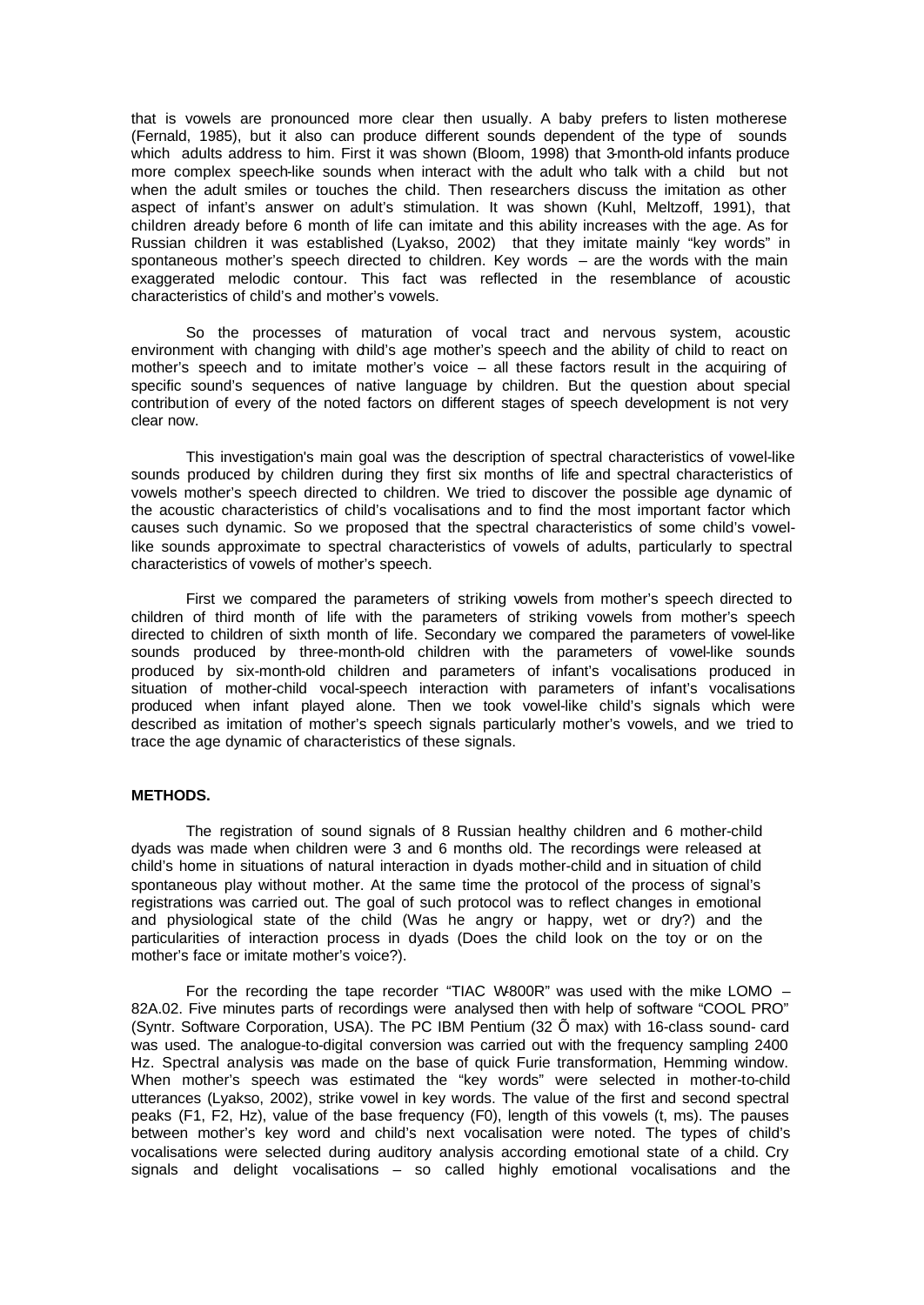that is vowels are pronounced more clear then usually. A baby prefers to listen motherese (Fernald, 1985), but it also can produce different sounds dependent of the type of sounds which adults address to him. First it was shown (Bloom, 1998) that 3-month-old infants produce more complex speech-like sounds when interact with the adult who talk with a child but not when the adult smiles or touches the child. Then researchers discuss the imitation as other aspect of infant's answer on adult's stimulation. It was shown (Kuhl, Meltzoff, 1991), that children already before 6 month of life can imitate and this ability increases with the age. As for Russian children it was established (Lyakso, 2002) that they imitate mainly "key words" in spontaneous mother's speech directed to children. Key words – are the words with the main exaggerated melodic contour. This fact was reflected in the resemblance of acoustic characteristics of child's and mother's vowels.

So the processes of maturation of vocal tract and nervous system, acoustic environment with changing with child's age mother's speech and the ability of child to react on mother's speech and to imitate mother's voice – all these factors result in the acquiring of specific sound's sequences of native language by children. But the question about special contribution of every of the noted factors on different stages of speech development is not very clear now.

This investigation's main goal was the description of spectral characteristics of vowel-like sounds produced by children during they first six months of life and spectral characteristics of vowels mother's speech directed to children. We tried to discover the possible age dynamic of the acoustic characteristics of child's vocalisations and to find the most important factor which causes such dynamic. So we proposed that the spectral characteristics of some child's vowel-like sounds approximate to spectral characteristics of vowels of adults, particularly to spectral characteristics of vowels of mother's speech.

First we compared the parameters of striking vowels from mother's speech directed to children of third month of life with the parameters of striking vowels from mother's speech directed to children of sixth month of life. Secondary we compared the parameters of vowel-like sounds produced by three-month-old children with the parameters of vowel-like sounds produced by six-month-old children and parameters of infant's vocalisations produced in situation of mother-child vocal-speech interaction with parameters of infant's vocalisations produced when infant played alone. Then we took vowel-like child's signals which were described as imitation of mother's speech signals particularly mother's vowels, and we tried to trace the age dynamic of characteristics of these signals.

**METHODS.**

The registration of sound signals of 8 Russian healthy children and 6 mother-child dyads was made when children were 3 and 6 months old. The recordings were released at child's home in situations of natural interaction in dyads mother-child and in situation of child spontaneous play without mother. At the same time the protocol of the process of signal's registrations was carried out. The goal of such protocol was to reflect changes in emotional and physiological state of the child (Was he angry or happy, wet or dry?) and the particularities of interaction process in dyads (Does the child look on the toy or on the mother's face or imitate mother's voice?).

For the recording the tape recorder "TIAC W-800R" was used with the mike LOMO – 82A.02. Five minutes parts of recordings were analysed then with help of software "COOL PRO" (Syntr. Software Corporation, USA). The PC IBM Pentium (32 Õ max) with 16-class sound- card was used. The analogue-to-digital conversion was carried out with the frequency sampling 2400 Hz. Spectral analysis was made on the base of quick Furie transformation, Hemming window. When mother's speech was estimated the "key words" were selected in mother-to-child utterances (Lyakso, 2002), strike vowel in key words. The value of the first and second spectral peaks (F1, F2, Hz), value of the base frequency (F0), length of this vowels (t, ms). The pauses between mother's key word and child's next vocalisation were noted. The types of child's vocalisations were selected during auditory analysis according emotional state of a child. Cry signals and delight vocalisations – so called highly emotional vocalisations and the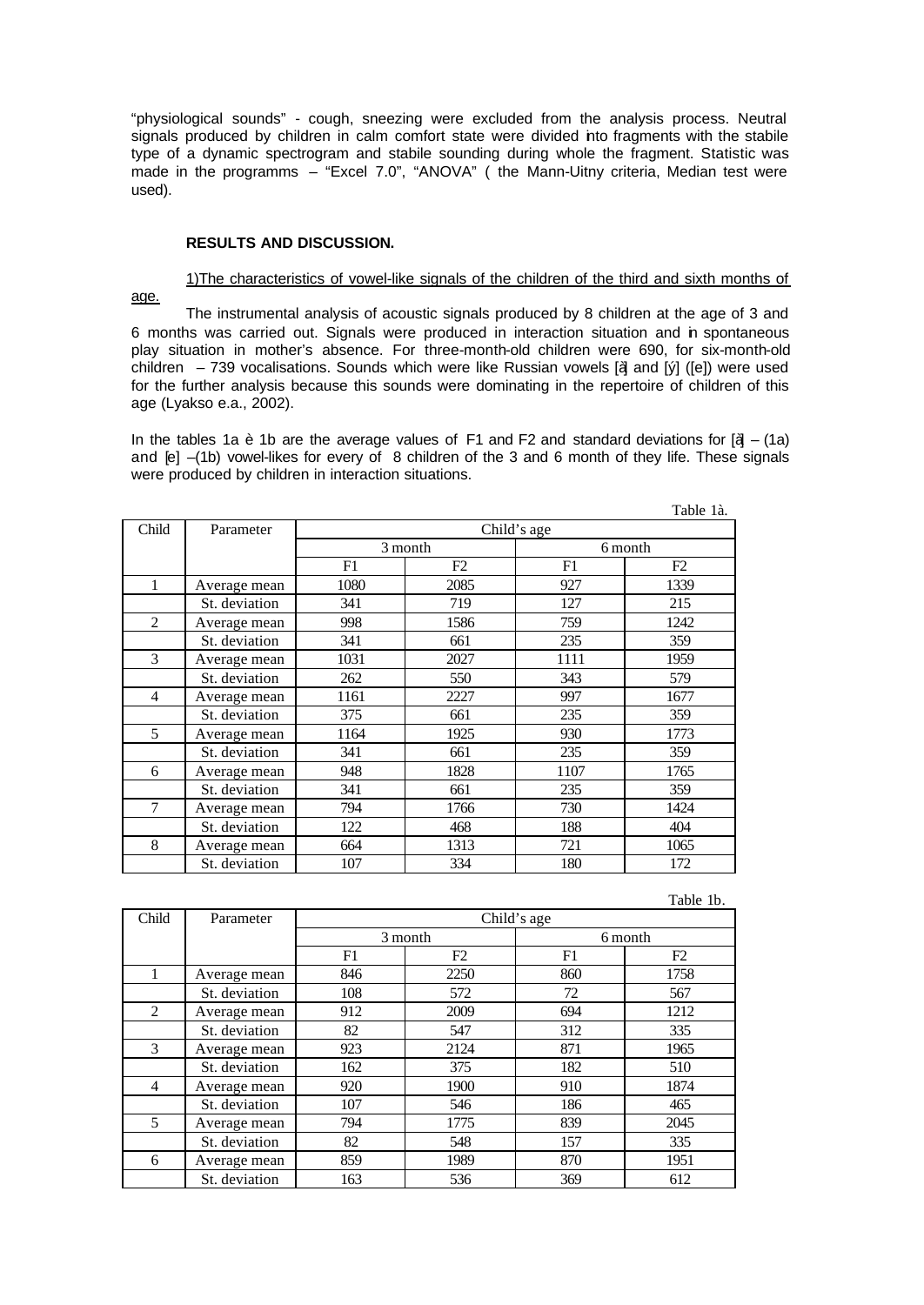"physiological sounds" - cough, sneezing were excluded from the analysis process. Neutral signals produced by children in calm comfort state were divided into fragments with the stabile type of a dynamic spectrogram and stabile sounding during whole the fragment. Statistic was made in the programms – "Excel 7.0", "ANOVA" ( the Mann-Uitny criteria, Median test were used).

## RESULTS AND DISCUSSION.

1)The characteristics of vowel-like signals of the children of the third and sixth months of age.

The instrumental analysis of acoustic signals produced by 8 children at the age of 3 and 6 months was carried out. Signals were produced in interaction situation and in spontaneous play situation in mother's absence. For three-month-old children were 690, for six-month-old children – 739 vocalisations. Sounds which were like Russian vowels [à] and [ý] ([e]) were used for the further analysis because this sounds were dominating in the repertoire of children of this age (Lyakso e.a., 2002).

In the tables 1a è 1b are the average values of F1 and F2 and standard deviations for [à] – (1a) and [e] –(1b) vowel-likes for every of 8 children of the 3 and 6 month of they life. These signals were produced by children in interaction situations.

Table 1à.

| Child | Parameter | Child's age | | | |
|---|---|---|---|---|---|
| | | 3 month | | 6 month | |
| | | F1 | F2 | F1 | F2 |
| 1 | Average mean | 1080 | 2085 | 927 | 1339 |
| | St. deviation | 341 | 719 | 127 | 215 |
| 2 | Average mean | 998 | 1586 | 759 | 1242 |
| | St. deviation | 341 | 661 | 235 | 359 |
| 3 | Average mean | 1031 | 2027 | 1111 | 1959 |
| | St. deviation | 262 | 550 | 343 | 579 |
| 4 | Average mean | 1161 | 2227 | 997 | 1677 |
| | St. deviation | 375 | 661 | 235 | 359 |
| 5 | Average mean | 1164 | 1925 | 930 | 1773 |
| | St. deviation | 341 | 661 | 235 | 359 |
| 6 | Average mean | 948 | 1828 | 1107 | 1765 |
| | St. deviation | 341 | 661 | 235 | 359 |
| 7 | Average mean | 794 | 1766 | 730 | 1424 |
| | St. deviation | 122 | 468 | 188 | 404 |
| 8 | Average mean | 664 | 1313 | 721 | 1065 |
| | St. deviation | 107 | 334 | 180 | 172 |

Table 1b.

| Child | Parameter | Child's age | | | |
|---|---|---|---|---|---|
| | | 3 month | | 6 month | |
| | | F1 | F2 | F1 | F2 |
| 1 | Average mean | 846 | 2250 | 860 | 1758 |
| | St. deviation | 108 | 572 | 72 | 567 |
| 2 | Average mean | 912 | 2009 | 694 | 1212 |
| | St. deviation | 82 | 547 | 312 | 335 |
| 3 | Average mean | 923 | 2124 | 871 | 1965 |
| | St. deviation | 162 | 375 | 182 | 510 |
| 4 | Average mean | 920 | 1900 | 910 | 1874 |
| | St. deviation | 107 | 546 | 186 | 465 |
| 5 | Average mean | 794 | 1775 | 839 | 2045 |
| | St. deviation | 82 | 548 | 157 | 335 |
| 6 | Average mean | 859 | 1989 | 870 | 1951 |
| | St. deviation | 163 | 536 | 369 | 612 |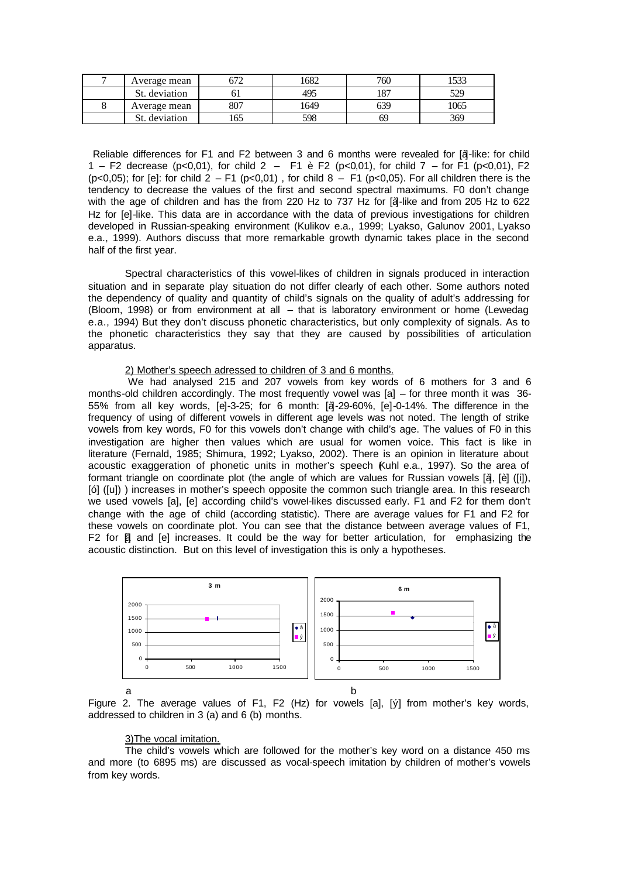| 7 | Average mean | 672 | 1682 | 760 | 1533 |
|---|---|---|---|---|---|
| | St. deviation | 61 | 495 | 187 | 529 |
| 8 | Average mean | 807 | 1649 | 639 | 1065 |
| | St. deviation | 165 | 598 | 69 | 369 |

Reliable differences for F1 and F2 between 3 and 6 months were revealed for [à]-like: for child 1 – F2 decrease ($p<0,01$), for child 2 – F1 è F2 ($p<0,01$), for child 7 – for F1 ($p<0,01$), F2 ($p<0,05$); for [e]: for child 2 – F1 ($p<0,01$), for child 8 – F1 ($p<0,05$). For all children there is the tendency to decrease the values of the first and second spectral maximums. F0 don't change with the age of children and has the from 220 Hz to 737 Hz for [à]-like and from 205 Hz to 622 Hz for [e]-like. This data are in accordance with the data of previous investigations for children developed in Russian-speaking environment (Kulikov e.a., 1999; Lyakso, Galunov 2001, Lyakso e.a., 1999). Authors discuss that more remarkable growth dynamic takes place in the second half of the first year.

Spectral characteristics of this vowel-likes of children in signals produced in interaction situation and in separate play situation do not differ clearly of each other. Some authors noted the dependency of quality and quantity of child's signals on the quality of adult's addressing for (Bloom, 1998) or from environment at all – that is laboratory environment or home (Lewedag e.a., 1994) But they don't discuss phonetic characteristics, but only complexity of signals. As to the phonetic characteristics they say that they are caused by possibilities of articulation apparatus.

2) Mother's speech adressed to children of 3 and 6 months.

We had analysed 215 and 207 vowels from key words of 6 mothers for 3 and 6 months-old children accordingly. The most frequently vowel was [a] – for three month it was 36-55% from all key words, [e]-3-25; for 6 month: [à]-29-60%, [e]-0-14%. The difference in the frequency of using of different vowels in different age levels was not noted. The length of strike vowels from key words, F0 for this vowels don't change with child's age. The values of F0 in this investigation are higher then values which are usual for women voice. This fact is like in literature (Fernald, 1985; Shimura, 1992; Lyakso, 2002). There is an opinion in literature about acoustic exaggeration of phonetic units in mother's speech (Kuhl e.a., 1997). So the area of formant triangle on coordinate plot (the angle of which are values for Russian vowels [à], [è] ([i]), [ó] ([u]) ) increases in mother's speech opposite the common such triangle area. In this research we used vowels [a], [e] according child's vowel-likes discussed early. F1 and F2 for them don't change with the age of child (according statistic). There are average values for F1 and F2 for these vowels on coordinate plot. You can see that the distance between average values of F1, F2 for [à] and [e] increases. It could be the way for better articulation, for emphasizing the acoustic distinction. But on this level of investigation this is only a hypotheses.

Figure 2. The average values of F1, F2 (Hz) for vowels [a], [ý] from mother's key words, addressed to children in 3 (a) and 6 (b) months.

3)The vocal imitation.

The child's vowels which are followed for the mother's key word on a distance 450 ms and more (to 6895 ms) are discussed as vocal-speech imitation by children of mother's vowels from key words.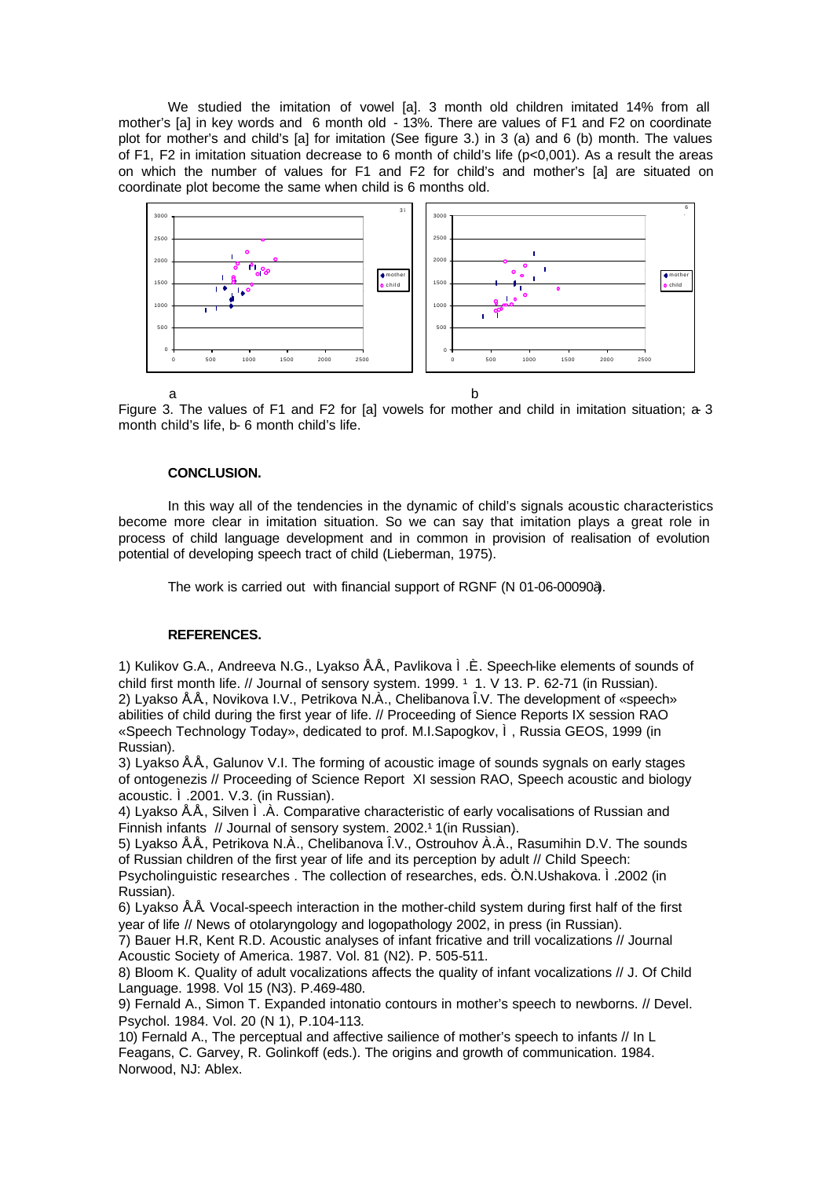We studied the imitation of vowel [a]. 3 month old children imitated 14% from all mother's [a] in key words and 6 month old - 13%. There are values of F1 and F2 on coordinate plot for mother's and child's [a] for imitation (See figure 3.) in 3 (a) and 6 (b) month. The values of F1, F2 in imitation situation decrease to 6 month of child's life ($p<0,001$). As a result the areas on which the number of values for F1 and F2 for child's and mother's [a] are situated on coordinate plot become the same when child is 6 months old.

a b

Figure 3. The values of F1 and F2 for [a] vowels for mother and child in imitation situation; a- 3 month child's life, b- 6 month child's life.

**CONCLUSION.**

In this way all of the tendencies in the dynamic of child's signals acoustic characteristics become more clear in imitation situation. So we can say that imitation plays a great role in process of child language development and in common in provision of realisation of evolution potential of developing speech tract of child (Lieberman, 1975).

The work is carried out with financial support of RGNF (N 01-06-00090à).

**REFERENCES.**

1) Kulikov G.A., Andreeva N.G., Lyakso Å.Å., Pavlikova Ì.È. Speech-like elements of sounds of child first month life. // Journal of sensory system. 1999. ¹ 1. V 13. P. 62-71 (in Russian).
2) Lyakso Å.Å., Novikova I.V., Petrikova N.À., Chelibanova Î.V. The development of «speech» abilities of child during the first year of life. // Proceeding of Sience Reports IX session RAO «Speech Technology Today», dedicated to prof. M.I.Sapogkov, Ì, Russia GEOS, 1999 (in Russian).
3) Lyakso Å.Å., Galunov V.I. The forming of acoustic image of sounds sygnals on early stages of ontogenezis // Proceeding of Science Report XI session RAO, Speech acoustic and biology acoustic. Ì.2001. V.3. (in Russian).
4) Lyakso Å.Å., Silven Ì.À. Comparative characteristic of early vocalisations of Russian and Finnish infants // Journal of sensory system. 2002.¹ 1(in Russian).
5) Lyakso Å.Å., Petrikova N.À., Chelibanova Î.V., Ostrouhov À.À., Rasumihin D.V. The sounds of Russian children of the first year of life and its perception by adult // Child Speech: Psycholinguistic researches . The collection of researches, eds. Ò.N.Ushakova. Ì.2002 (in Russian).
6) Lyakso Å.Å. Vocal-speech interaction in the mother-child system during first half of the first year of life // News of otolaryngology and logopathology 2002, in press (in Russian).
7) Bauer H.R, Kent R.D. Acoustic analyses of infant fricative and trill vocalizations // Journal Acoustic Society of America. 1987. Vol. 81 (N2). P. 505-511.
8) Bloom K. Quality of adult vocalizations affects the quality of infant vocalizations // J. Of Child Language. 1998. Vol 15 (N3). P.469-480.
9) Fernald A., Simon T. Expanded intonatio contours in mother's speech to newborns. // Devel. Psychol. 1984. Vol. 20 (N 1), P.104-113.
10) Fernald A., The perceptual and affective sailience of mother's speech to infants // In L Feagans, C. Garvey, R. Golinkoff (eds.). The origins and growth of communication. 1984. Norwood, NJ: Ablex.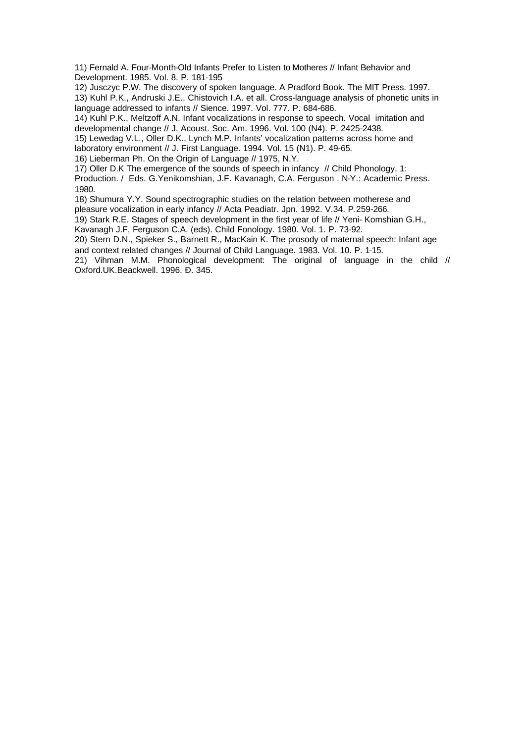11) Fernald A. Four-Month-Old Infants Prefer to Listen to Motheres // Infant Behavior and Development. 1985. Vol. 8. P. 181-195

12) Jusczyc P.W. The discovery of spoken language. A Pradford Book. The MIT Press. 1997.

13) Kuhl P.K., Andruski J.E., Chistovich I.A. et all. Cross-language analysis of phonetic units in language addressed to infants // Sience. 1997. Vol. 777. P. 684-686.

14) Kuhl P.K., Meltzoff A.N. Infant vocalizations in response to speech. Vocal imitation and developmental change // J. Acoust. Soc. Am. 1996. Vol. 100 (N4). P. 2425-2438.

15) Lewedag V.L., Oller D.K., Lynch M.P. Infants' vocalization patterns across home and laboratory environment // J. First Language. 1994. Vol. 15 (N1). P. 49-65.

16) Lieberman Ph. On the Origin of Language // 1975, N.Y.

17) Oller D.K The emergence of the sounds of speech in infancy // Child Phonology, 1: Production. / Eds. G.Yenikomshian, J.F. Kavanagh, C.A. Ferguson . N-Y.: Academic Press. 1980.

18) Shumura Y.Y. Sound spectrographic studies on the relation between motherese and pleasure vocalization in early infancy // Acta Peadiatr. Jpn. 1992. V.34. P.259-266.

19) Stark R.E. Stages of speech development in the first year of life // Yeni- Komshian G.H., Kavanagh J.F, Ferguson C.A. (eds). Child Fonology. 1980. Vol. 1. P. 73-92.

20) Stern D.N., Spieker S., Barnett R., MacKain K. The prosody of maternal speech: Infant age and context related changes // Journal of Child Language. 1983. Vol. 10. P. 1-15.

21) Vihman M.M. Phonological development: The original of language in the child // Oxford.UK.Beackwell. 1996. Ð. 345.